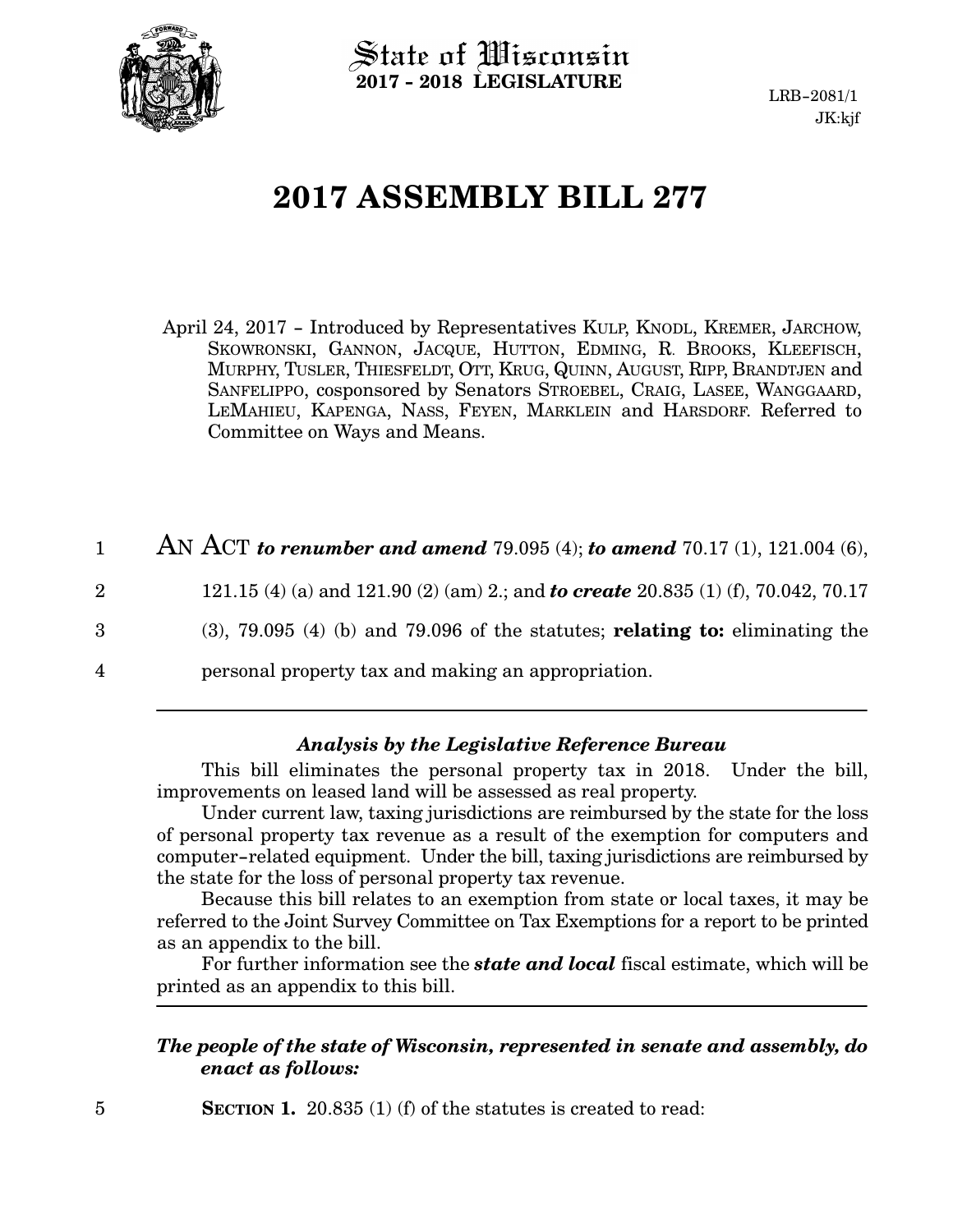State of Wisconsin
**2017 - 2018 LEGISLATURE**

LRB-2081/1
JK:kjf

# 2017 ASSEMBLY BILL 277

April 24, 2017 - Introduced by Representatives KULP, KNODL, KREMER, JARCHOW, SKOWRONSKI, GANNON, JACQUE, HUTTON, EDMING, R. BROOKS, KLEEFISCH, MURPHY, TUSLER, THIESFELDT, OTT, KRUG, QUINN, AUGUST, RIPP, BRANDTJEN and SANFELIPPO, cosponsored by Senators STROEBEL, CRAIG, LASEE, WANGGAARD, LEMAHIEU, KAPENGA, NASS, FEYEN, MARKLEIN and HARSDORF. Referred to Committee on Ways and Means.

1 AN ACT ***to renumber and amend*** 79.095 (4); ***to amend*** 70.17 (1), 121.004 (6),
2 121.15 (4) (a) and 121.90 (2) (am) 2.; and ***to create*** 20.835 (1) (f), 70.042, 70.17
3 (3), 79.095 (4) (b) and 79.096 of the statutes; **relating to:** eliminating the
4 personal property tax and making an appropriation.

---

### *Analysis by the Legislative Reference Bureau*

This bill eliminates the personal property tax in 2018. Under the bill, improvements on leased land will be assessed as real property.

Under current law, taxing jurisdictions are reimbursed by the state for the loss of personal property tax revenue as a result of the exemption for computers and computer-related equipment. Under the bill, taxing jurisdictions are reimbursed by the state for the loss of personal property tax revenue.

Because this bill relates to an exemption from state or local taxes, it may be referred to the Joint Survey Committee on Tax Exemptions for a report to be printed as an appendix to the bill.

For further information see the ***state and local*** fiscal estimate, which will be printed as an appendix to this bill.

---

***The people of the state of Wisconsin, represented in senate and assembly, do enact as follows:***

5 **SECTION 1.** 20.835 (1) (f) of the statutes is created to read: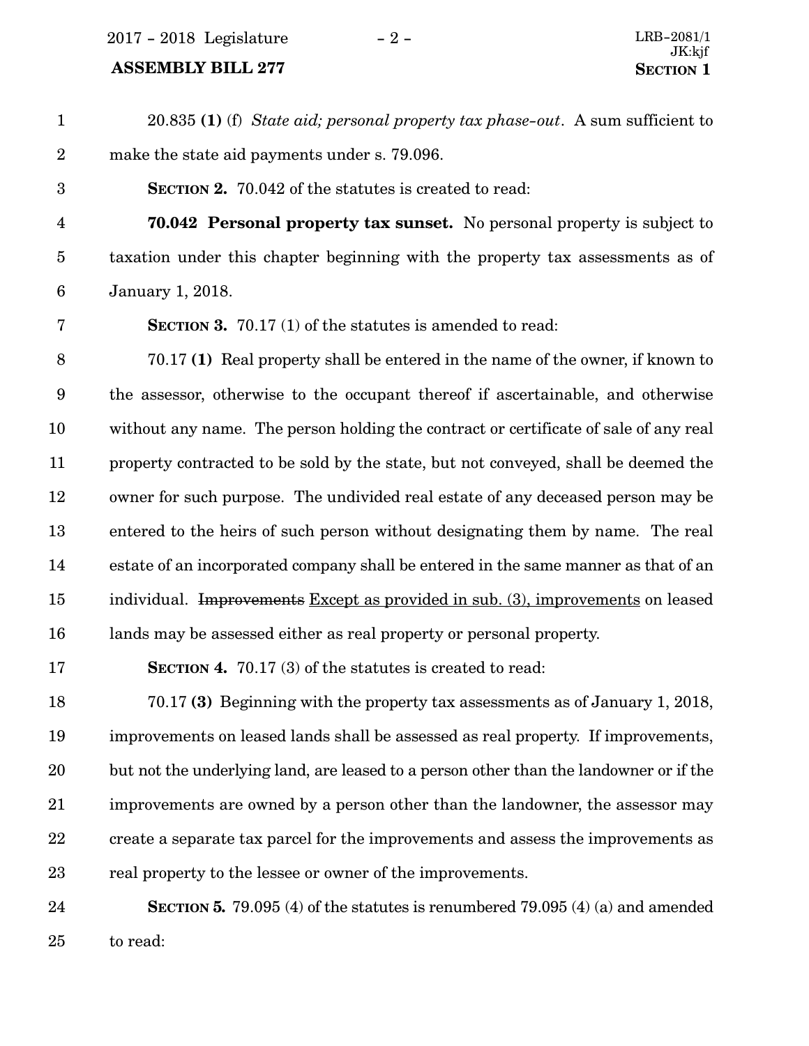20.835 **(1)** (f) *State aid; personal property tax phase-out*. A sum sufficient to make the state aid payments under s. 79.096.

**SECTION 2.** 70.042 of the statutes is created to read:

**70.042 Personal property tax sunset.** No personal property is subject to taxation under this chapter beginning with the property tax assessments as of January 1, 2018.

**SECTION 3.** 70.17 (1) of the statutes is amended to read:

70.17 **(1)** Real property shall be entered in the name of the owner, if known to the assessor, otherwise to the occupant thereof if ascertainable, and otherwise without any name. The person holding the contract or certificate of sale of any real property contracted to be sold by the state, but not conveyed, shall be deemed the owner for such purpose. The undivided real estate of any deceased person may be entered to the heirs of such person without designating them by name. The real estate of an incorporated company shall be entered in the same manner as that of an individual. ~~Improvements~~ Except as provided in sub. (3), improvements on leased lands may be assessed either as real property or personal property.

**SECTION 4.** 70.17 (3) of the statutes is created to read:

70.17 **(3)** Beginning with the property tax assessments as of January 1, 2018, improvements on leased lands shall be assessed as real property. If improvements, but not the underlying land, are leased to a person other than the landowner or if the improvements are owned by a person other than the landowner, the assessor may create a separate tax parcel for the improvements and assess the improvements as real property to the lessee or owner of the improvements.

**SECTION 5.** 79.095 (4) of the statutes is renumbered 79.095 (4) (a) and amended to read: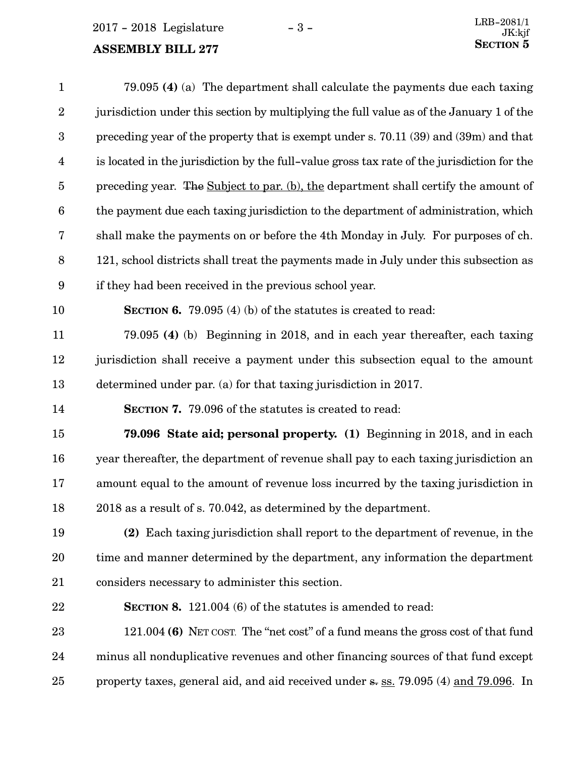79.095 **(4)** (a) The department shall calculate the payments due each taxing jurisdiction under this section by multiplying the full value as of the January 1 of the preceding year of the property that is exempt under s. 70.11 (39) and (39m) and that is located in the jurisdiction by the full-value gross tax rate of the jurisdiction for the preceding year. ~~The~~ Subject to par. (b), the department shall certify the amount of the payment due each taxing jurisdiction to the department of administration, which shall make the payments on or before the 4th Monday in July. For purposes of ch. 121, school districts shall treat the payments made in July under this subsection as if they had been received in the previous school year.

**SECTION 6.** 79.095 (4) (b) of the statutes is created to read:

79.095 **(4)** (b) Beginning in 2018, and in each year thereafter, each taxing jurisdiction shall receive a payment under this subsection equal to the amount determined under par. (a) for that taxing jurisdiction in 2017.

**SECTION 7.** 79.096 of the statutes is created to read:

**79.096 State aid; personal property. (1)** Beginning in 2018, and in each year thereafter, the department of revenue shall pay to each taxing jurisdiction an amount equal to the amount of revenue loss incurred by the taxing jurisdiction in 2018 as a result of s. 70.042, as determined by the department.

**(2)** Each taxing jurisdiction shall report to the department of revenue, in the time and manner determined by the department, any information the department considers necessary to administer this section.

**SECTION 8.** 121.004 (6) of the statutes is amended to read:

121.004 **(6)** NET COST. The "net cost" of a fund means the gross cost of that fund minus all nonduplicative revenues and other financing sources of that fund except property taxes, general aid, and aid received under ~~s.~~ ss. 79.095 (4) and 79.096. In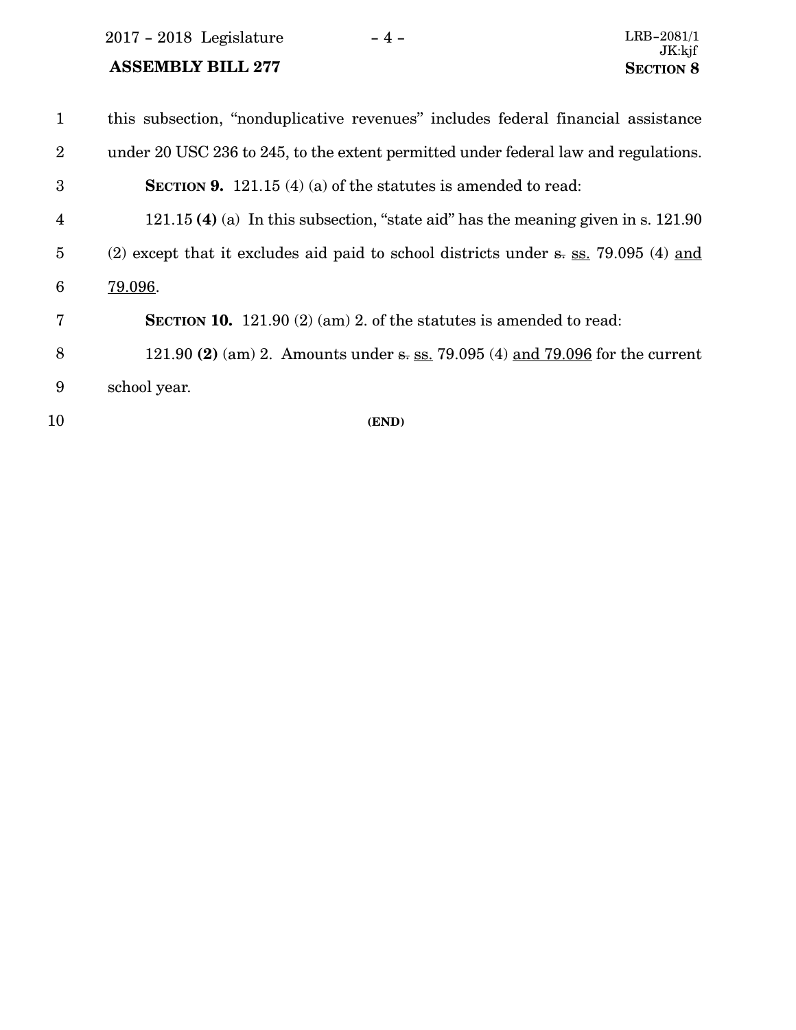this subsection, "nonduplicative revenues" includes federal financial assistance under 20 USC 236 to 245, to the extent permitted under federal law and regulations.

**SECTION 9.** 121.15 (4) (a) of the statutes is amended to read:

121.15 **(4)** (a) In this subsection, "state aid" has the meaning given in s. 121.90 (2) except that it excludes aid paid to school districts under ~~s.~~ <u>ss.</u> 79.095 (4) <u>and 79.096</u>.

**SECTION 10.** 121.90 (2) (am) 2. of the statutes is amended to read:

121.90 **(2)** (am) 2. Amounts under ~~s.~~ <u>ss.</u> 79.095 (4) <u>and 79.096</u> for the current school year.

**(END)**